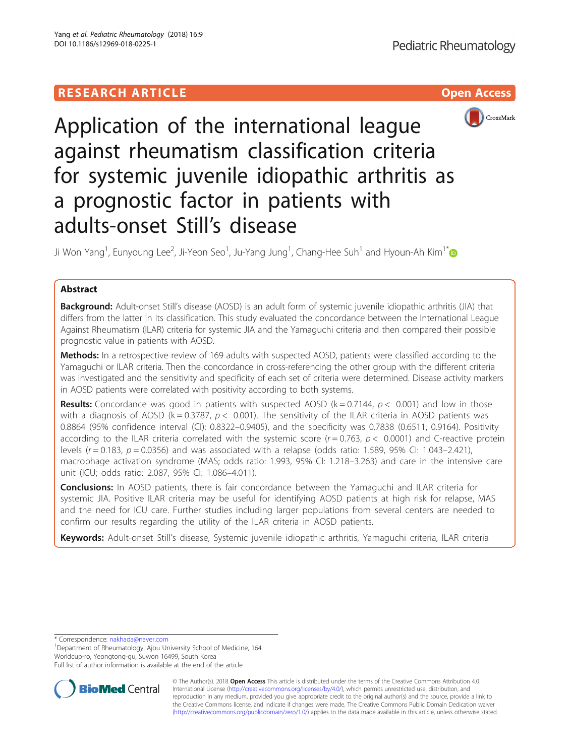RESEARCH ARTICLE

Open Access

# Application of the international league against rheumatism classification criteria for systemic juvenile idiopathic arthritis as a prognostic factor in patients with adults-onset Still's disease

Ji Won Yang[1], Eunyoung Lee[2], Ji-Yeon Seo[1], Ju-Yang Jung[1], Chang-Hee Suh[1] and Hyoun-Ah Kim[1*]

## Abstract

**Background:** Adult-onset Still's disease (AOSD) is an adult form of systemic juvenile idiopathic arthritis (JIA) that differs from the latter in its classification. This study evaluated the concordance between the International League Against Rheumatism (ILAR) criteria for systemic JIA and the Yamaguchi criteria and then compared their possible prognostic value in patients with AOSD.

**Methods:** In a retrospective review of 169 adults with suspected AOSD, patients were classified according to the Yamaguchi or ILAR criteria. Then the concordance in cross-referencing the other group with the different criteria was investigated and the sensitivity and specificity of each set of criteria were determined. Disease activity markers in AOSD patients were correlated with positivity according to both systems.

**Results:** Concordance was good in patients with suspected AOSD ($k = 0.7144$, $p < 0.001$) and low in those with a diagnosis of AOSD ($k = 0.3787$, $p < 0.001$). The sensitivity of the ILAR criteria in AOSD patients was 0.8864 (95% confidence interval (CI): 0.8322–0.9405), and the specificity was 0.7838 (0.6511, 0.9164). Positivity according to the ILAR criteria correlated with the systemic score ($r = 0.763$, $p < 0.0001$) and C-reactive protein levels ($r = 0.183$, $p = 0.0356$) and was associated with a relapse (odds ratio: 1.589, 95% CI: 1.043–2.421), macrophage activation syndrome (MAS; odds ratio: 1.993, 95% CI: 1.218–3.263) and care in the intensive care unit (ICU; odds ratio: 2.087, 95% CI: 1.086–4.011).

**Conclusions:** In AOSD patients, there is fair concordance between the Yamaguchi and ILAR criteria for systemic JIA. Positive ILAR criteria may be useful for identifying AOSD patients at high risk for relapse, MAS and the need for ICU care. Further studies including larger populations from several centers are needed to confirm our results regarding the utility of the ILAR criteria in AOSD patients.

**Keywords:** Adult-onset Still's disease, Systemic juvenile idiopathic arthritis, Yamaguchi criteria, ILAR criteria

* Correspondence: nakhada@naver.com
[1]Department of Rheumatology, Ajou University School of Medicine, 164 Worldcup-ro, Yeongtong-gu, Suwon 16499, South Korea
Full list of author information is available at the end of the article

© The Author(s). 2018 **Open Access** This article is distributed under the terms of the Creative Commons Attribution 4.0 International License (http://creativecommons.org/licenses/by/4.0/), which permits unrestricted use, distribution, and reproduction in any medium, provided you give appropriate credit to the original author(s) and the source, provide a link to the Creative Commons license, and indicate if changes were made. The Creative Commons Public Domain Dedication waiver (http://creativecommons.org/publicdomain/zero/1.0/) applies to the data made available in this article, unless otherwise stated.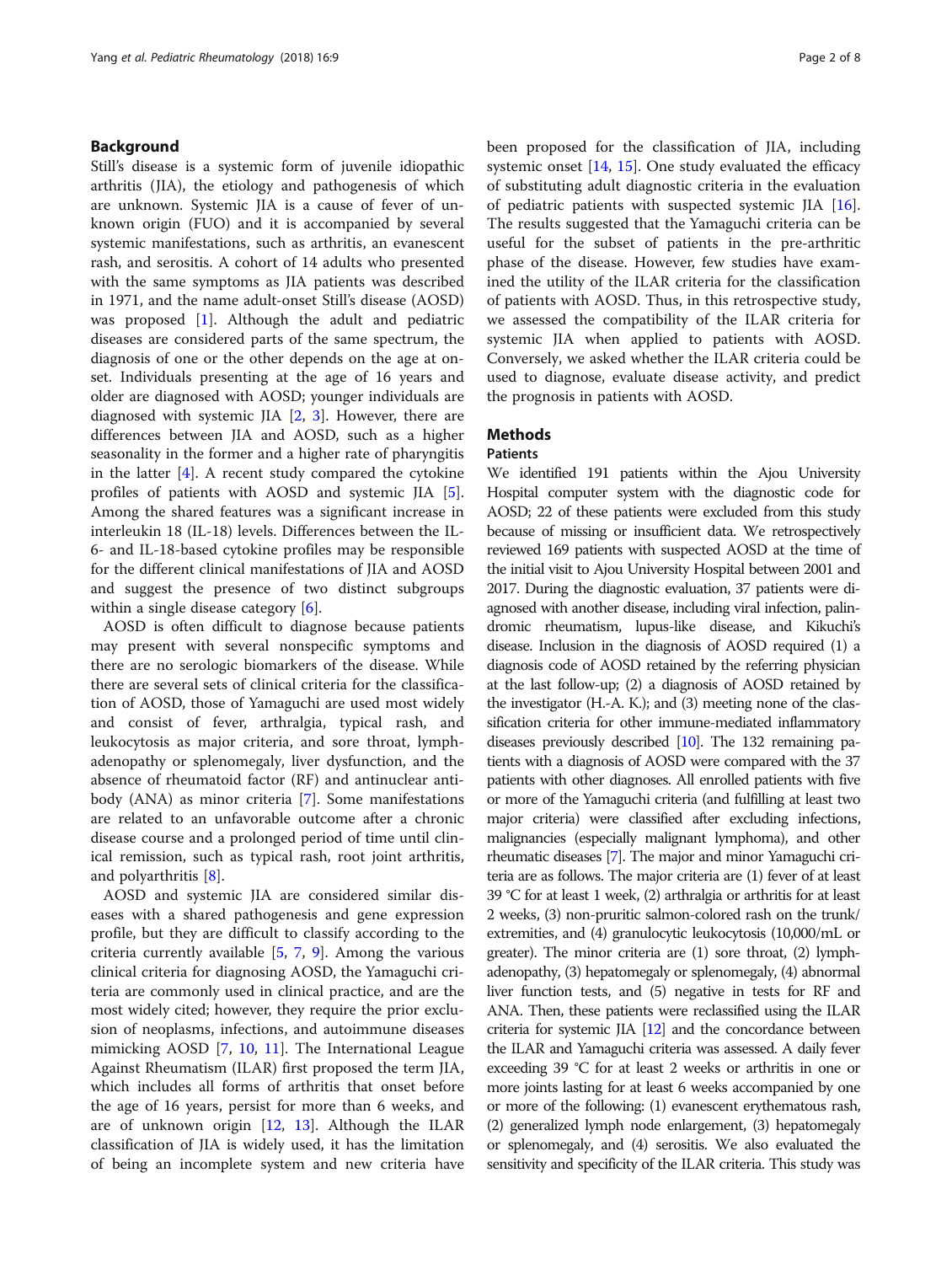## Background

Still's disease is a systemic form of juvenile idiopathic arthritis (JIA), the etiology and pathogenesis of which are unknown. Systemic JIA is a cause of fever of unknown origin (FUO) and it is accompanied by several systemic manifestations, such as arthritis, an evanescent rash, and serositis. A cohort of 14 adults who presented with the same symptoms as JIA patients was described in 1971, and the name adult-onset Still's disease (AOSD) was proposed [1]. Although the adult and pediatric diseases are considered parts of the same spectrum, the diagnosis of one or the other depends on the age at onset. Individuals presenting at the age of 16 years and older are diagnosed with AOSD; younger individuals are diagnosed with systemic JIA [2, 3]. However, there are differences between JIA and AOSD, such as a higher seasonality in the former and a higher rate of pharyngitis in the latter [4]. A recent study compared the cytokine profiles of patients with AOSD and systemic JIA [5]. Among the shared features was a significant increase in interleukin 18 (IL-18) levels. Differences between the IL-6- and IL-18-based cytokine profiles may be responsible for the different clinical manifestations of JIA and AOSD and suggest the presence of two distinct subgroups within a single disease category [6].

AOSD is often difficult to diagnose because patients may present with several nonspecific symptoms and there are no serologic biomarkers of the disease. While there are several sets of clinical criteria for the classification of AOSD, those of Yamaguchi are used most widely and consist of fever, arthralgia, typical rash, and leukocytosis as major criteria, and sore throat, lymphadenopathy or splenomegaly, liver dysfunction, and the absence of rheumatoid factor (RF) and antinuclear antibody (ANA) as minor criteria [7]. Some manifestations are related to an unfavorable outcome after a chronic disease course and a prolonged period of time until clinical remission, such as typical rash, root joint arthritis, and polyarthritis [8].

AOSD and systemic JIA are considered similar diseases with a shared pathogenesis and gene expression profile, but they are difficult to classify according to the criteria currently available [5, 7, 9]. Among the various clinical criteria for diagnosing AOSD, the Yamaguchi criteria are commonly used in clinical practice, and are the most widely cited; however, they require the prior exclusion of neoplasms, infections, and autoimmune diseases mimicking AOSD [7, 10, 11]. The International League Against Rheumatism (ILAR) first proposed the term JIA, which includes all forms of arthritis that onset before the age of 16 years, persist for more than 6 weeks, and are of unknown origin [12, 13]. Although the ILAR classification of JIA is widely used, it has the limitation of being an incomplete system and new criteria have been proposed for the classification of JIA, including systemic onset [14, 15]. One study evaluated the efficacy of substituting adult diagnostic criteria in the evaluation of pediatric patients with suspected systemic JIA [16]. The results suggested that the Yamaguchi criteria can be useful for the subset of patients in the pre-arthritic phase of the disease. However, few studies have examined the utility of the ILAR criteria for the classification of patients with AOSD. Thus, in this retrospective study, we assessed the compatibility of the ILAR criteria for systemic JIA when applied to patients with AOSD. Conversely, we asked whether the ILAR criteria could be used to diagnose, evaluate disease activity, and predict the prognosis in patients with AOSD.

## Methods

### Patients

We identified 191 patients within the Ajou University Hospital computer system with the diagnostic code for AOSD; 22 of these patients were excluded from this study because of missing or insufficient data. We retrospectively reviewed 169 patients with suspected AOSD at the time of the initial visit to Ajou University Hospital between 2001 and 2017. During the diagnostic evaluation, 37 patients were diagnosed with another disease, including viral infection, palindromic rheumatism, lupus-like disease, and Kikuchi's disease. Inclusion in the diagnosis of AOSD required (1) a diagnosis code of AOSD retained by the referring physician at the last follow-up; (2) a diagnosis of AOSD retained by the investigator (H.-A. K.); and (3) meeting none of the classification criteria for other immune-mediated inflammatory diseases previously described [10]. The 132 remaining patients with a diagnosis of AOSD were compared with the 37 patients with other diagnoses. All enrolled patients with five or more of the Yamaguchi criteria (and fulfilling at least two major criteria) were classified after excluding infections, malignancies (especially malignant lymphoma), and other rheumatic diseases [7]. The major and minor Yamaguchi criteria are as follows. The major criteria are (1) fever of at least 39 °C for at least 1 week, (2) arthralgia or arthritis for at least 2 weeks, (3) non-pruritic salmon-colored rash on the trunk/extremities, and (4) granulocytic leukocytosis (10,000/mL or greater). The minor criteria are (1) sore throat, (2) lymphadenopathy, (3) hepatomegaly or splenomegaly, (4) abnormal liver function tests, and (5) negative in tests for RF and ANA. Then, these patients were reclassified using the ILAR criteria for systemic JIA [12] and the concordance between the ILAR and Yamaguchi criteria was assessed. A daily fever exceeding 39 °C for at least 2 weeks or arthritis in one or more joints lasting for at least 6 weeks accompanied by one or more of the following: (1) evanescent erythematous rash, (2) generalized lymph node enlargement, (3) hepatomegaly or splenomegaly, and (4) serositis. We also evaluated the sensitivity and specificity of the ILAR criteria. This study was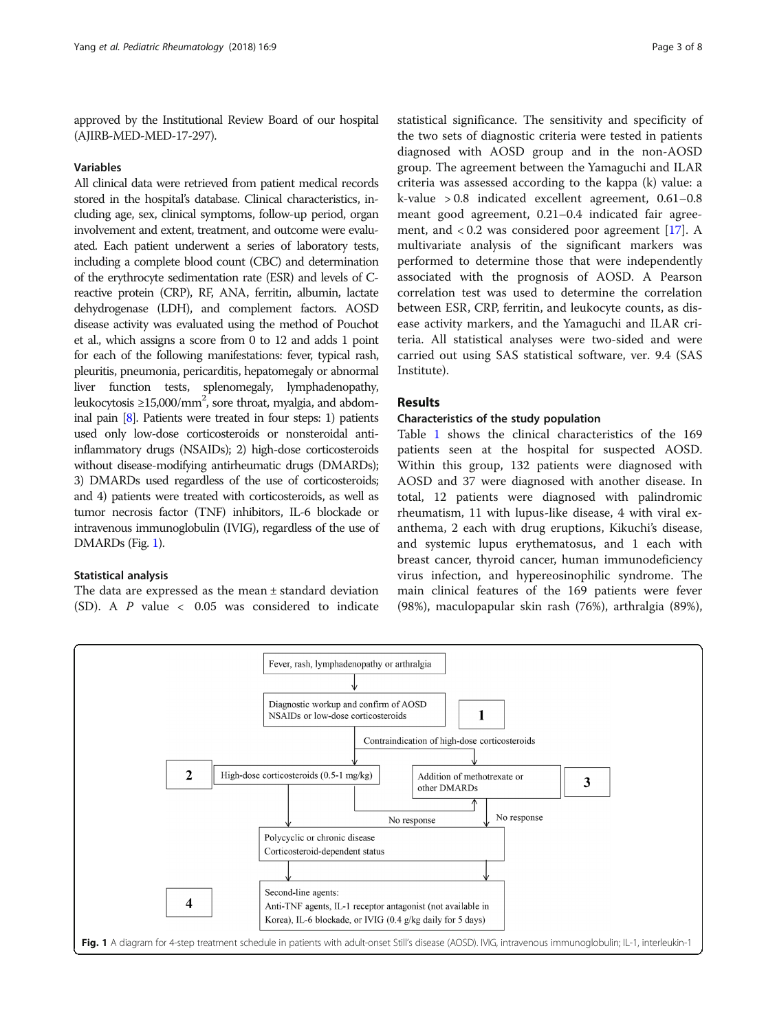approved by the Institutional Review Board of our hospital (AJIRB-MED-MED-17-297).

### Variables

All clinical data were retrieved from patient medical records stored in the hospital's database. Clinical characteristics, including age, sex, clinical symptoms, follow-up period, organ involvement and extent, treatment, and outcome were evaluated. Each patient underwent a series of laboratory tests, including a complete blood count (CBC) and determination of the erythrocyte sedimentation rate (ESR) and levels of C-reactive protein (CRP), RF, ANA, ferritin, albumin, lactate dehydrogenase (LDH), and complement factors. AOSD disease activity was evaluated using the method of Pouchot et al., which assigns a score from 0 to 12 and adds 1 point for each of the following manifestations: fever, typical rash, pleuritis, pneumonia, pericarditis, hepatomegaly or abnormal liver function tests, splenomegaly, lymphadenopathy, leukocytosis ≥15,000/mm$^2$, sore throat, myalgia, and abdominal pain [8]. Patients were treated in four steps: 1) patients used only low-dose corticosteroids or nonsteroidal anti-inflammatory drugs (NSAIDs); 2) high-dose corticosteroids without disease-modifying antirheumatic drugs (DMARDs); 3) DMARDs used regardless of the use of corticosteroids; and 4) patients were treated with corticosteroids, as well as tumor necrosis factor (TNF) inhibitors, IL-6 blockade or intravenous immunoglobulin (IVIG), regardless of the use of DMARDs (Fig. 1).

### Statistical analysis

The data are expressed as the mean ± standard deviation (SD). A $P$ value < 0.05 was considered to indicate statistical significance. The sensitivity and specificity of the two sets of diagnostic criteria were tested in patients diagnosed with AOSD group and in the non-AOSD group. The agreement between the Yamaguchi and ILAR criteria was assessed according to the kappa (k) value: a k-value > 0.8 indicated excellent agreement, 0.61–0.8 meant good agreement, 0.21–0.4 indicated fair agreement, and < 0.2 was considered poor agreement [17]. A multivariate analysis of the significant markers was performed to determine those that were independently associated with the prognosis of AOSD. A Pearson correlation test was used to determine the correlation between ESR, CRP, ferritin, and leukocyte counts, as disease activity markers, and the Yamaguchi and ILAR criteria. All statistical analyses were two-sided and were carried out using SAS statistical software, ver. 9.4 (SAS Institute).

## Results

### Characteristics of the study population

Table 1 shows the clinical characteristics of the 169 patients seen at the hospital for suspected AOSD. Within this group, 132 patients were diagnosed with AOSD and 37 were diagnosed with another disease. In total, 12 patients were diagnosed with palindromic rheumatism, 11 with lupus-like disease, 4 with viral exanthema, 2 each with drug eruptions, Kikuchi's disease, and systemic lupus erythematosus, and 1 each with breast cancer, thyroid cancer, human immunodeficiency virus infection, and hypereosinophilic syndrome. The main clinical features of the 169 patients were fever (98%), maculopapular skin rash (76%), arthralgia (89%),

Fever, rash, lymphadenopathy or arthralgia → Diagnostic workup and confirm of AOSD; NSAIDs or low-dose corticosteroids [1] → High-dose corticosteroids (0.5-1 mg/kg) [2]; or, with contraindication of high-dose corticosteroids, Addition of methotrexate or other DMARDs [3]. No response to [2] → [3]. No response → Polycyclic or chronic disease; Corticosteroid-dependent status → Second-line agents: Anti-TNF agents, IL-1 receptor antagonist (not available in Korea), IL-6 blockade, or IVIG (0.4 g/kg daily for 5 days) [4]

**Fig. 1** A diagram for 4-step treatment schedule in patients with adult-onset Still's disease (AOSD). IVIG, intravenous immunoglobulin; IL-1, interleukin-1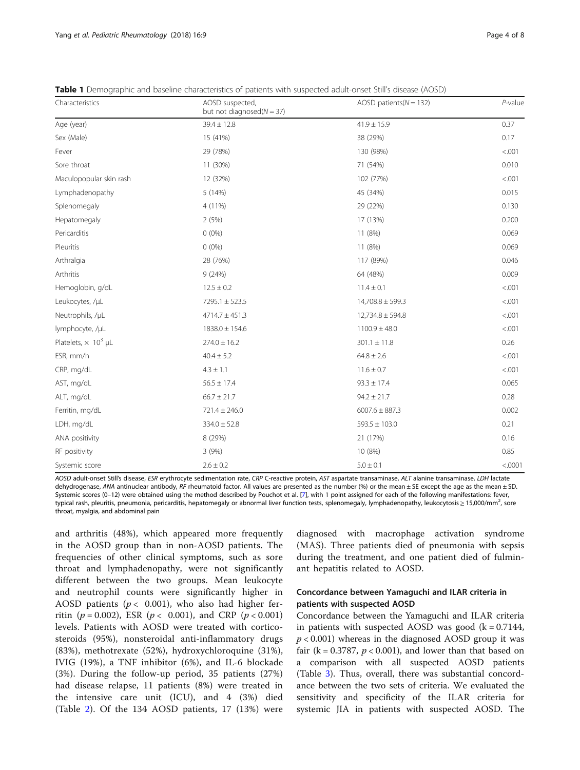**Table 1** Demographic and baseline characteristics of patients with suspected adult-onset Still's disease (AOSD)

| Characteristics | AOSD suspected, but not diagnosed(N = 37) | AOSD patients(N = 132) | P-value |
|---|---|---|---|
| Age (year) | 39.4 ± 12.8 | 41.9 ± 15.9 | 0.37 |
| Sex (Male) | 15 (41%) | 38 (29%) | 0.17 |
| Fever | 29 (78%) | 130 (98%) | <.001 |
| Sore throat | 11 (30%) | 71 (54%) | 0.010 |
| Maculopopular skin rash | 12 (32%) | 102 (77%) | <.001 |
| Lymphadenopathy | 5 (14%) | 45 (34%) | 0.015 |
| Splenomegaly | 4 (11%) | 29 (22%) | 0.130 |
| Hepatomegaly | 2 (5%) | 17 (13%) | 0.200 |
| Pericarditis | 0 (0%) | 11 (8%) | 0.069 |
| Pleuritis | 0 (0%) | 11 (8%) | 0.069 |
| Arthralgia | 28 (76%) | 117 (89%) | 0.046 |
| Arthritis | 9 (24%) | 64 (48%) | 0.009 |
| Hemoglobin, g/dL | 12.5 ± 0.2 | 11.4 ± 0.1 | <.001 |
| Leukocytes, /μL | 7295.1 ± 523.5 | 14,708.8 ± 599.3 | <.001 |
| Neutrophils, /μL | 4714.7 ± 451.3 | 12,734.8 ± 594.8 | <.001 |
| lymphocyte, /μL | 1838.0 ± 154.6 | 1100.9 ± 48.0 | <.001 |
| Platelets, $\times 10^3$ μL | 274.0 ± 16.2 | 301.1 ± 11.8 | 0.26 |
| ESR, mm/h | 40.4 ± 5.2 | 64.8 ± 2.6 | <.001 |
| CRP, mg/dL | 4.3 ± 1.1 | 11.6 ± 0.7 | <.001 |
| AST, mg/dL | 56.5 ± 17.4 | 93.3 ± 17.4 | 0.065 |
| ALT, mg/dL | 66.7 ± 21.7 | 94.2 ± 21.7 | 0.28 |
| Ferritin, mg/dL | 721.4 ± 246.0 | 6007.6 ± 887.3 | 0.002 |
| LDH, mg/dL | 334.0 ± 52.8 | 593.5 ± 103.0 | 0.21 |
| ANA positivity | 8 (29%) | 21 (17%) | 0.16 |
| RF positivity | 3 (9%) | 10 (8%) | 0.85 |
| Systemic score | 2.6 ± 0.2 | 5.0 ± 0.1 | <.0001 |

*AOSD* adult-onset Still's disease, *ESR* erythrocyte sedimentation rate, *CRP* C-reactive protein, *AST* aspartate transaminase, *ALT* alanine transaminase, *LDH* lactate dehydrogenase, *ANA* antinuclear antibody, *RF* rheumatoid factor. All values are presented as the number (%) or the mean ± SE except the age as the mean ± SD. Systemic scores (0–12) were obtained using the method described by Pouchot et al. [7], with 1 point assigned for each of the following manifestations: fever, typical rash, pleuritis, pneumonia, pericarditis, hepatomegaly or abnormal liver function tests, splenomegaly, lymphadenopathy, leukocytosis ≥ 15,000/mm$^2$, sore throat, myalgia, and abdominal pain

and arthritis (48%), which appeared more frequently in the AOSD group than in non-AOSD patients. The frequencies of other clinical symptoms, such as sore throat and lymphadenopathy, were not significantly different between the two groups. Mean leukocyte and neutrophil counts were significantly higher in AOSD patients ($p < 0.001$), who also had higher ferritin ($p = 0.002$), ESR ($p < 0.001$), and CRP ($p < 0.001$) levels. Patients with AOSD were treated with corticosteroids (95%), nonsteroidal anti-inflammatory drugs (83%), methotrexate (52%), hydroxychloroquine (31%), IVIG (19%), a TNF inhibitor (6%), and IL-6 blockade (3%). During the follow-up period, 35 patients (27%) had disease relapse, 11 patients (8%) were treated in the intensive care unit (ICU), and 4 (3%) died (Table 2). Of the 134 AOSD patients, 17 (13%) were diagnosed with macrophage activation syndrome (MAS). Three patients died of pneumonia with sepsis during the treatment, and one patient died of fulminant hepatitis related to AOSD.

## Concordance between Yamaguchi and ILAR criteria in patients with suspected AOSD

Concordance between the Yamaguchi and ILAR criteria in patients with suspected AOSD was good (k = 0.7144, $p < 0.001$) whereas in the diagnosed AOSD group it was fair (k = 0.3787, $p < 0.001$), and lower than that based on a comparison with all suspected AOSD patients (Table 3). Thus, overall, there was substantial concordance between the two sets of criteria. We evaluated the sensitivity and specificity of the ILAR criteria for systemic JIA in patients with suspected AOSD. The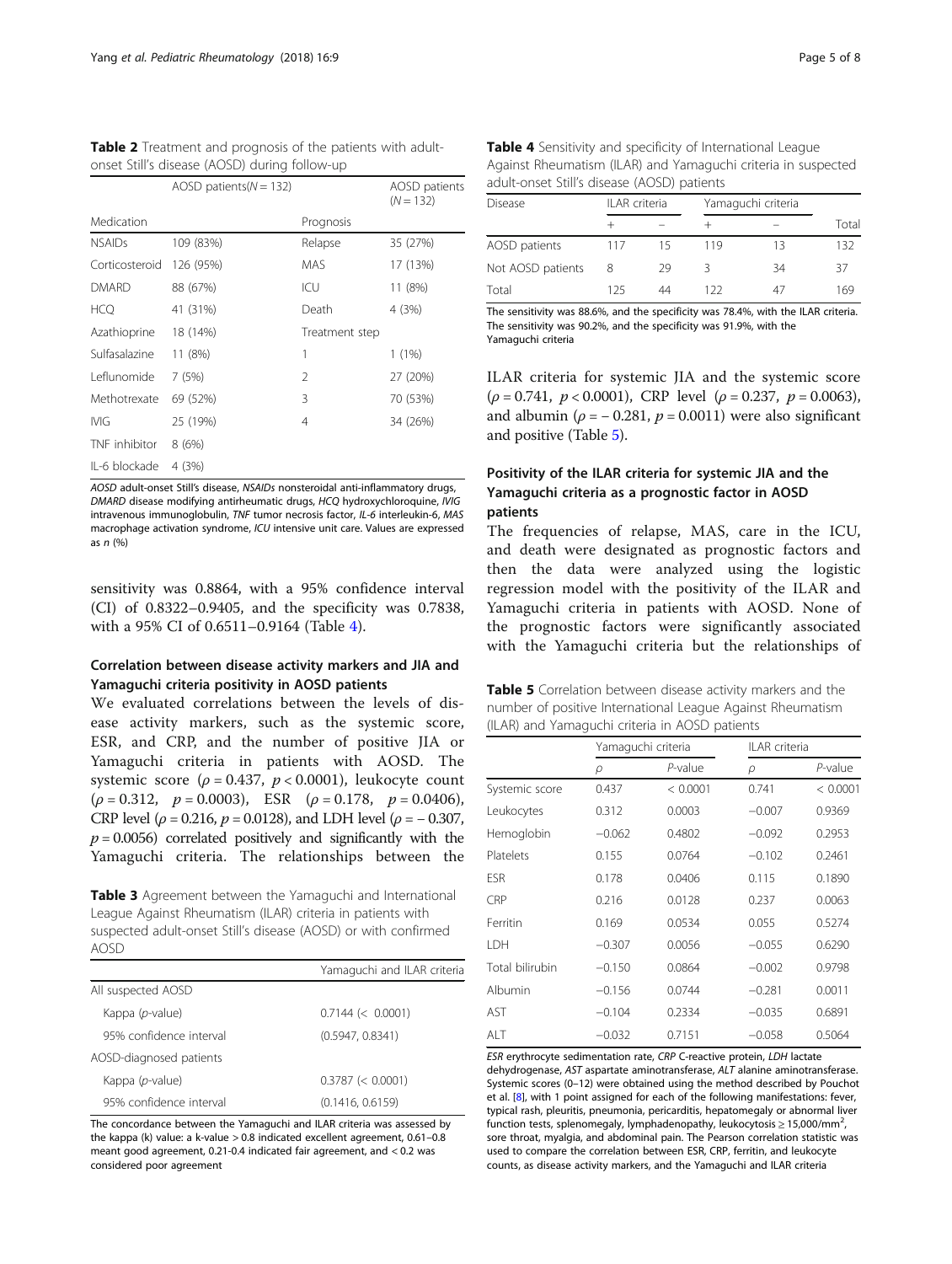**Table 2** Treatment and prognosis of the patients with adult-onset Still's disease (AOSD) during follow-up

| AOSD patients($N = 132$) | | AOSD patients ($N = 132$) | |
|---|---|---|---|
| Medication | | Prognosis | |
| NSAIDs | 109 (83%) | Relapse | 35 (27%) |
| Corticosteroid | 126 (95%) | MAS | 17 (13%) |
| DMARD | 88 (67%) | ICU | 11 (8%) |
| HCQ | 41 (31%) | Death | 4 (3%) |
| Azathioprine | 18 (14%) | Treatment step | |
| Sulfasalazine | 11 (8%) | 1 | 1 (1%) |
| Leflunomide | 7 (5%) | 2 | 27 (20%) |
| Methotrexate | 69 (52%) | 3 | 70 (53%) |
| IVIG | 25 (19%) | 4 | 34 (26%) |
| TNF inhibitor | 8 (6%) | | |
| IL-6 blockade | 4 (3%) | | |

*AOSD* adult-onset Still's disease, *NSAIDs* nonsteroidal anti-inflammatory drugs, *DMARD* disease modifying antirheumatic drugs, *HCQ* hydroxychloroquine, *IVIG* intravenous immunoglobulin, *TNF* tumor necrosis factor, *IL-6* interleukin-6, *MAS* macrophage activation syndrome, *ICU* intensive unit care. Values are expressed as *n* (%)

sensitivity was 0.8864, with a 95% confidence interval (CI) of 0.8322–0.9405, and the specificity was 0.7838, with a 95% CI of 0.6511–0.9164 (Table 4).

## Correlation between disease activity markers and JIA and Yamaguchi criteria positivity in AOSD patients

We evaluated correlations between the levels of disease activity markers, such as the systemic score, ESR, and CRP, and the number of positive JIA or Yamaguchi criteria in patients with AOSD. The systemic score ($\rho = 0.437$, $p < 0.0001$), leukocyte count ($\rho = 0.312$, $p = 0.0003$), ESR ($\rho = 0.178$, $p = 0.0406$), CRP level ($\rho = 0.216$, $p = 0.0128$), and LDH level ($\rho = -0.307$, $p = 0.0056$) correlated positively and significantly with the Yamaguchi criteria. The relationships between the ILAR criteria for systemic JIA and the systemic score ($\rho = 0.741$, $p < 0.0001$), CRP level ($\rho = 0.237$, $p = 0.0063$), and albumin ($\rho = -0.281$, $p = 0.0011$) were also significant and positive (Table 5).

**Table 3** Agreement between the Yamaguchi and International League Against Rheumatism (ILAR) criteria in patients with suspected adult-onset Still's disease (AOSD) or with confirmed AOSD

| | Yamaguchi and ILAR criteria |
|---|---|
| All suspected AOSD | |
| Kappa (*p*-value) | 0.7144 (< 0.0001) |
| 95% confidence interval | (0.5947, 0.8341) |
| AOSD-diagnosed patients | |
| Kappa (*p*-value) | 0.3787 (< 0.0001) |
| 95% confidence interval | (0.1416, 0.6159) |

The concordance between the Yamaguchi and ILAR criteria was assessed by the kappa (κ) value: a κ-value > 0.8 indicated excellent agreement, 0.61–0.8 meant good agreement, 0.21-0.4 indicated fair agreement, and < 0.2 was considered poor agreement

**Table 4** Sensitivity and specificity of International League Against Rheumatism (ILAR) and Yamaguchi criteria in suspected adult-onset Still's disease (AOSD) patients

| Disease | ILAR criteria | | Yamaguchi criteria | | |
|---|---|---|---|---|---|
| | + | – | + | – | Total |
| AOSD patients | 117 | 15 | 119 | 13 | 132 |
| Not AOSD patients | 8 | 29 | 3 | 34 | 37 |
| Total | 125 | 44 | 122 | 47 | 169 |

The sensitivity was 88.6%, and the specificity was 78.4%, with the ILAR criteria. The sensitivity was 90.2%, and the specificity was 91.9%, with the Yamaguchi criteria

## Positivity of the ILAR criteria for systemic JIA and the Yamaguchi criteria as a prognostic factor in AOSD patients

The frequencies of relapse, MAS, care in the ICU, and death were designated as prognostic factors and then the data were analyzed using the logistic regression model with the positivity of the ILAR and Yamaguchi criteria in patients with AOSD. None of the prognostic factors were significantly associated with the Yamaguchi criteria but the relationships of

**Table 5** Correlation between disease activity markers and the number of positive International League Against Rheumatism (ILAR) and Yamaguchi criteria in AOSD patients

| | Yamaguchi criteria | | ILAR criteria | |
|---|---|---|---|---|
| | $\rho$ | *P*-value | $\rho$ | *P*-value |
| Systemic score | 0.437 | < 0.0001 | 0.741 | < 0.0001 |
| Leukocytes | 0.312 | 0.0003 | −0.007 | 0.9369 |
| Hemoglobin | −0.062 | 0.4802 | −0.092 | 0.2953 |
| Platelets | 0.155 | 0.0764 | −0.102 | 0.2461 |
| ESR | 0.178 | 0.0406 | 0.115 | 0.1890 |
| CRP | 0.216 | 0.0128 | 0.237 | 0.0063 |
| Ferritin | 0.169 | 0.0534 | 0.055 | 0.5274 |
| LDH | −0.307 | 0.0056 | −0.055 | 0.6290 |
| Total bilirubin | −0.150 | 0.0864 | −0.002 | 0.9798 |
| Albumin | −0.156 | 0.0744 | −0.281 | 0.0011 |
| AST | −0.104 | 0.2334 | −0.035 | 0.6891 |
| ALT | −0.032 | 0.7151 | −0.058 | 0.5064 |

*ESR* erythrocyte sedimentation rate, *CRP* C-reactive protein, *LDH* lactate dehydrogenase, *AST* aspartate aminotransferase, *ALT* alanine aminotransferase. Systemic scores (0–12) were obtained using the method described by Pouchot et al. [8], with 1 point assigned for each of the following manifestations: fever, typical rash, pleuritis, pneumonia, pericarditis, hepatomegaly or abnormal liver function tests, splenomegaly, lymphadenopathy, leukocytosis ≥ 15,000/mm$^2$, sore throat, myalgia, and abdominal pain. The Pearson correlation statistic was used to compare the correlation between ESR, CRP, ferritin, and leukocyte counts, as disease activity markers, and the Yamaguchi and ILAR criteria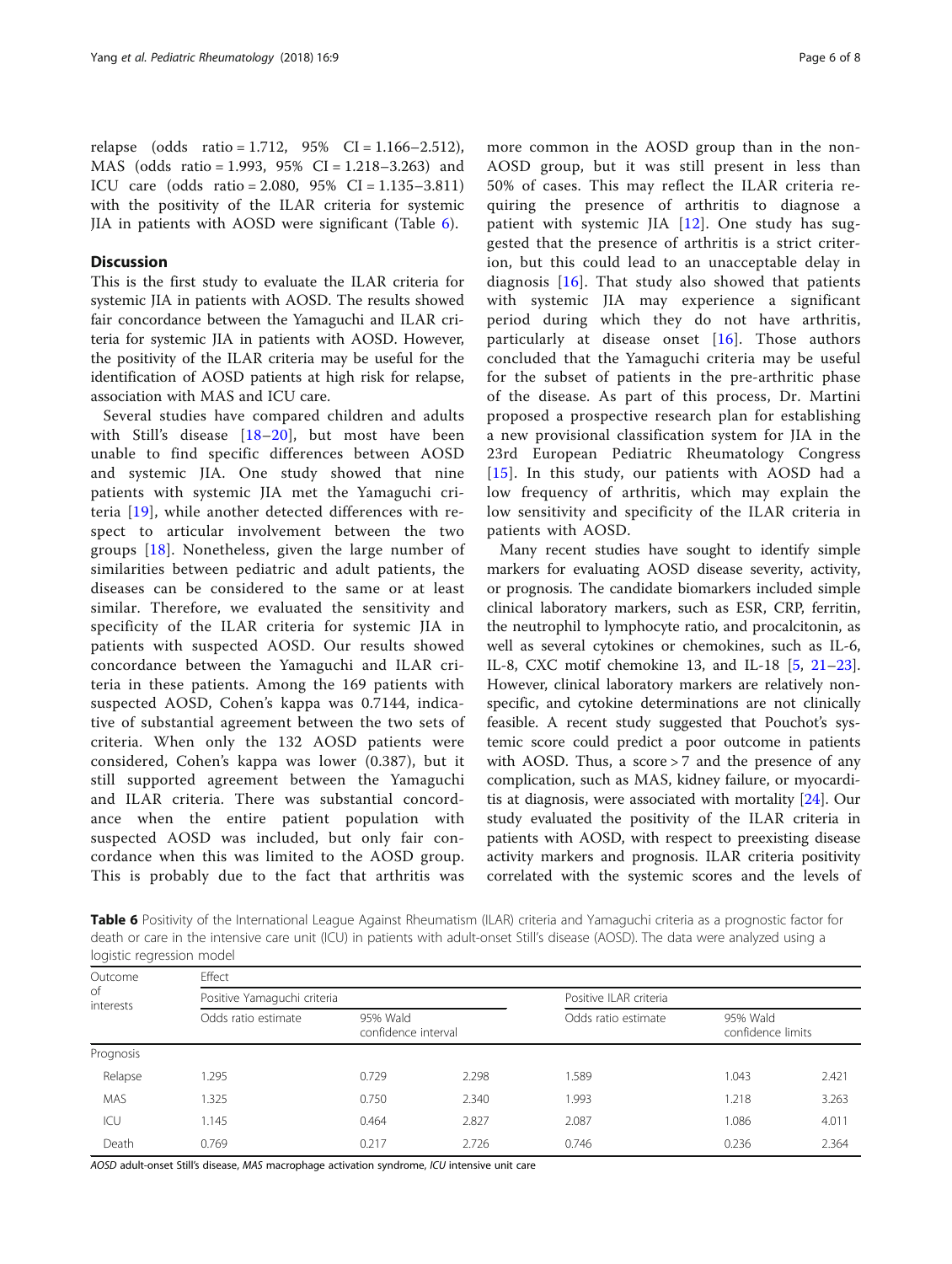relapse (odds ratio = 1.712, 95% CI = 1.166–2.512), MAS (odds ratio = 1.993, 95% CI = 1.218–3.263) and ICU care (odds ratio = 2.080, 95% CI = 1.135–3.811) with the positivity of the ILAR criteria for systemic JIA in patients with AOSD were significant (Table 6).

## Discussion

This is the first study to evaluate the ILAR criteria for systemic JIA in patients with AOSD. The results showed fair concordance between the Yamaguchi and ILAR criteria for systemic JIA in patients with AOSD. However, the positivity of the ILAR criteria may be useful for the identification of AOSD patients at high risk for relapse, association with MAS and ICU care.

Several studies have compared children and adults with Still's disease [18–20], but most have been unable to find specific differences between AOSD and systemic JIA. One study showed that nine patients with systemic JIA met the Yamaguchi criteria [19], while another detected differences with respect to articular involvement between the two groups [18]. Nonetheless, given the large number of similarities between pediatric and adult patients, the diseases can be considered to the same or at least similar. Therefore, we evaluated the sensitivity and specificity of the ILAR criteria for systemic JIA in patients with suspected AOSD. Our results showed concordance between the Yamaguchi and ILAR criteria in these patients. Among the 169 patients with suspected AOSD, Cohen's kappa was 0.7144, indicative of substantial agreement between the two sets of criteria. When only the 132 AOSD patients were considered, Cohen's kappa was lower (0.387), but it still supported agreement between the Yamaguchi and ILAR criteria. There was substantial concordance when the entire patient population with suspected AOSD was included, but only fair concordance when this was limited to the AOSD group. This is probably due to the fact that arthritis was more common in the AOSD group than in the non-AOSD group, but it was still present in less than 50% of cases. This may reflect the ILAR criteria requiring the presence of arthritis to diagnose a patient with systemic JIA [12]. One study has suggested that the presence of arthritis is a strict criterion, but this could lead to an unacceptable delay in diagnosis [16]. That study also showed that patients with systemic JIA may experience a significant period during which they do not have arthritis, particularly at disease onset [16]. Those authors concluded that the Yamaguchi criteria may be useful for the subset of patients in the pre-arthritic phase of the disease. As part of this process, Dr. Martini proposed a prospective research plan for establishing a new provisional classification system for JIA in the 23rd European Pediatric Rheumatology Congress [15]. In this study, our patients with AOSD had a low frequency of arthritis, which may explain the low sensitivity and specificity of the ILAR criteria in patients with AOSD.

Many recent studies have sought to identify simple markers for evaluating AOSD disease severity, activity, or prognosis. The candidate biomarkers included simple clinical laboratory markers, such as ESR, CRP, ferritin, the neutrophil to lymphocyte ratio, and procalcitonin, as well as several cytokines or chemokines, such as IL-6, IL-8, CXC motif chemokine 13, and IL-18 [5, 21–23]. However, clinical laboratory markers are relatively nonspecific, and cytokine determinations are not clinically feasible. A recent study suggested that Pouchot's systemic score could predict a poor outcome in patients with AOSD. Thus, a score > 7 and the presence of any complication, such as MAS, kidney failure, or myocarditis at diagnosis, were associated with mortality [24]. Our study evaluated the positivity of the ILAR criteria in patients with AOSD, with respect to preexisting disease activity markers and prognosis. ILAR criteria positivity correlated with the systemic scores and the levels of

**Table 6** Positivity of the International League Against Rheumatism (ILAR) criteria and Yamaguchi criteria as a prognostic factor for death or care in the intensive care unit (ICU) in patients with adult-onset Still's disease (AOSD). The data were analyzed using a logistic regression model

| Outcome of interests | Effect | | | | | |
|---|---|---|---|---|---|---|
| | Positive Yamaguchi criteria | | | Positive ILAR criteria | | |
| | Odds ratio estimate | 95% Wald confidence interval | | Odds ratio estimate | 95% Wald confidence limits | |
| Prognosis | | | | | | |
| Relapse | 1.295 | 0.729 | 2.298 | 1.589 | 1.043 | 2.421 |
| MAS | 1.325 | 0.750 | 2.340 | 1.993 | 1.218 | 3.263 |
| ICU | 1.145 | 0.464 | 2.827 | 2.087 | 1.086 | 4.011 |
| Death | 0.769 | 0.217 | 2.726 | 0.746 | 0.236 | 2.364 |

*AOSD* adult-onset Still's disease, *MAS* macrophage activation syndrome, *ICU* intensive unit care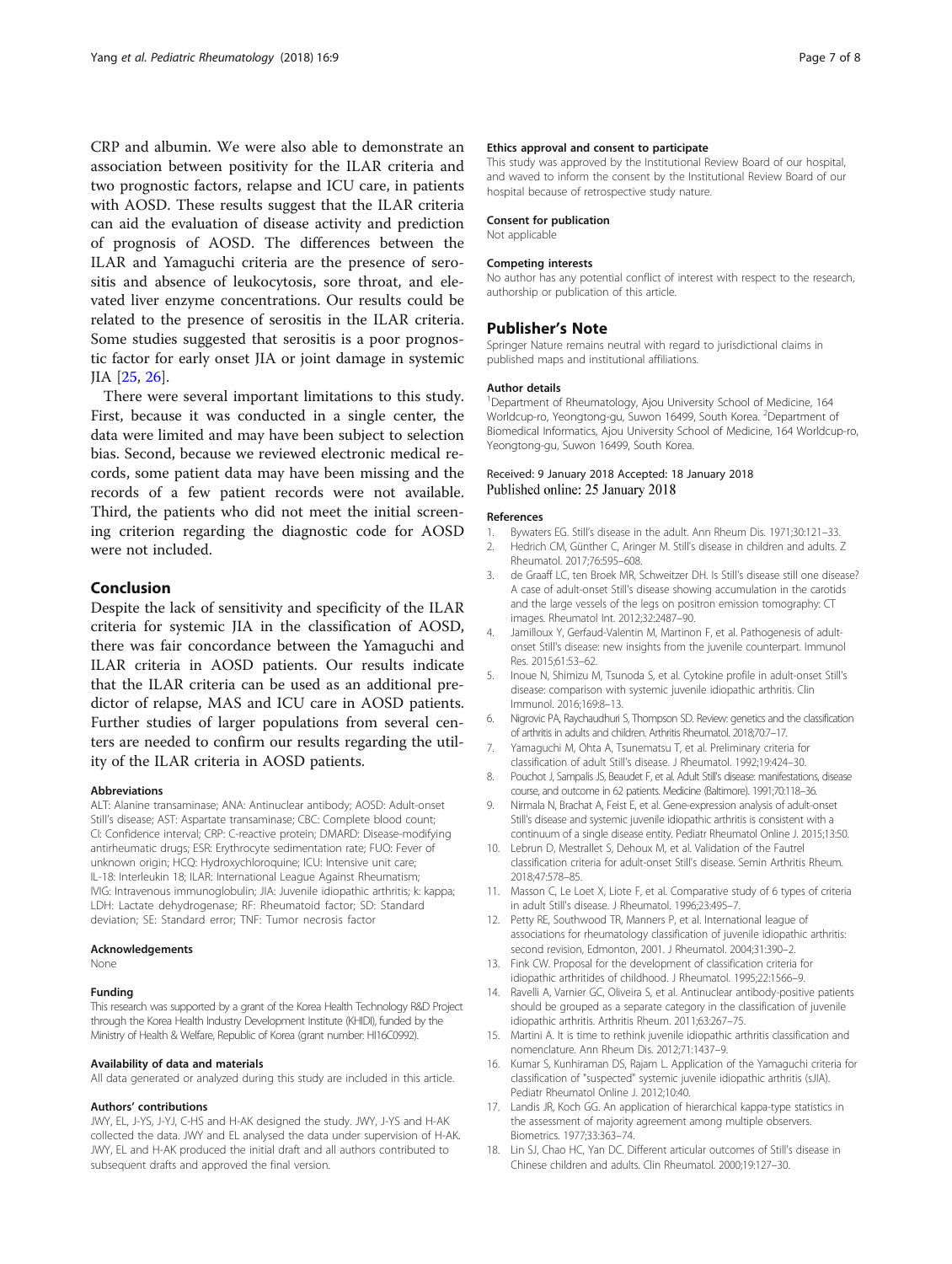CRP and albumin. We were also able to demonstrate an association between positivity for the ILAR criteria and two prognostic factors, relapse and ICU care, in patients with AOSD. These results suggest that the ILAR criteria can aid the evaluation of disease activity and prediction of prognosis of AOSD. The differences between the ILAR and Yamaguchi criteria are the presence of serositis and absence of leukocytosis, sore throat, and elevated liver enzyme concentrations. Our results could be related to the presence of serositis in the ILAR criteria. Some studies suggested that serositis is a poor prognostic factor for early onset JIA or joint damage in systemic JIA [25, 26].

There were several important limitations to this study. First, because it was conducted in a single center, the data were limited and may have been subject to selection bias. Second, because we reviewed electronic medical records, some patient data may have been missing and the records of a few patient records were not available. Third, the patients who did not meet the initial screening criterion regarding the diagnostic code for AOSD were not included.

## Conclusion

Despite the lack of sensitivity and specificity of the ILAR criteria for systemic JIA in the classification of AOSD, there was fair concordance between the Yamaguchi and ILAR criteria in AOSD patients. Our results indicate that the ILAR criteria can be used as an additional predictor of relapse, MAS and ICU care in AOSD patients. Further studies of larger populations from several centers are needed to confirm our results regarding the utility of the ILAR criteria in AOSD patients.

#### Abbreviations

ALT: Alanine transaminase; ANA: Antinuclear antibody; AOSD: Adult-onset Still's disease; AST: Aspartate transaminase; CBC: Complete blood count; CI: Confidence interval; CRP: C-reactive protein; DMARD: Disease-modifying antirheumatic drugs; ESR: Erythrocyte sedimentation rate; FUO: Fever of unknown origin; HCQ: Hydroxychloroquine; ICU: Intensive unit care; IL-18: Interleukin 18; ILAR: International League Against Rheumatism; IVIG: Intravenous immunoglobulin; JIA: Juvenile idiopathic arthritis; k: kappa; LDH: Lactate dehydrogenase; RF: Rheumatoid factor; SD: Standard deviation; SE: Standard error; TNF: Tumor necrosis factor

#### Acknowledgements

None

#### Funding

This research was supported by a grant of the Korea Health Technology R&D Project through the Korea Health Industry Development Institute (KHIDI), funded by the Ministry of Health & Welfare, Republic of Korea (grant number: HI16C0992).

#### Availability of data and materials

All data generated or analyzed during this study are included in this article.

#### Authors' contributions

JWY, EL, J-YS, J-YJ, C-HS and H-AK designed the study. JWY, J-YS and H-AK collected the data. JWY and EL analysed the data under supervision of H-AK. JWY, EL and H-AK produced the initial draft and all authors contributed to subsequent drafts and approved the final version.

#### Ethics approval and consent to participate

This study was approved by the Institutional Review Board of our hospital, and waved to inform the consent by the Institutional Review Board of our hospital because of retrospective study nature.

#### Consent for publication

Not applicable

#### Competing interests

No author has any potential conflict of interest with respect to the research, authorship or publication of this article.

## Publisher's Note

Springer Nature remains neutral with regard to jurisdictional claims in published maps and institutional affiliations.

#### Author details

[1]Department of Rheumatology, Ajou University School of Medicine, 164 Worldcup-ro, Yeongtong-gu, Suwon 16499, South Korea. [2]Department of Biomedical Informatics, Ajou University School of Medicine, 164 Worldcup-ro, Yeongtong-gu, Suwon 16499, South Korea.

Received: 9 January 2018 Accepted: 18 January 2018
Published online: 25 January 2018

#### References

1. Bywaters EG. Still's disease in the adult. Ann Rheum Dis. 1971;30:121–33.
2. Hedrich CM, Günther C, Aringer M. Still's disease in children and adults. Z Rheumatol. 2017;76:595–608.
3. de Graaff LC, ten Broek MR, Schweitzer DH. Is Still's disease still one disease? A case of adult-onset Still's disease showing accumulation in the carotids and the large vessels of the legs on positron emission tomography: CT images. Rheumatol Int. 2012;32:2487–90.
4. Jamilloux Y, Gerfaud-Valentin M, Martinon F, et al. Pathogenesis of adult-onset Still's disease: new insights from the juvenile counterpart. Immunol Res. 2015;61:53–62.
5. Inoue N, Shimizu M, Tsunoda S, et al. Cytokine profile in adult-onset Still's disease: comparison with systemic juvenile idiopathic arthritis. Clin Immunol. 2016;169:8–13.
6. Nigrovic PA, Raychaudhuri S, Thompson SD. Review: genetics and the classification of arthritis in adults and children. Arthritis Rheumatol. 2018;70:7–17.
7. Yamaguchi M, Ohta A, Tsunematsu T, et al. Preliminary criteria for classification of adult Still's disease. J Rheumatol. 1992;19:424–30.
8. Pouchot J, Sampalis JS, Beaudet F, et al. Adult Still's disease: manifestations, disease course, and outcome in 62 patients. Medicine (Baltimore). 1991;70:118–36.
9. Nirmala N, Brachat A, Feist E, et al. Gene-expression analysis of adult-onset Still's disease and systemic juvenile idiopathic arthritis is consistent with a continuum of a single disease entity. Pediatr Rheumatol Online J. 2015;13:50.
10. Lebrun D, Mestrallet S, Dehoux M, et al. Validation of the Fautrel classification criteria for adult-onset Still's disease. Semin Arthritis Rheum. 2018;47:578–85.
11. Masson C, Le Loet X, Liote F, et al. Comparative study of 6 types of criteria in adult Still's disease. J Rheumatol. 1996;23:495–7.
12. Petty RE, Southwood TR, Manners P, et al. International league of associations for rheumatology classification of juvenile idiopathic arthritis: second revision, Edmonton, 2001. J Rheumatol. 2004;31:390–2.
13. Fink CW. Proposal for the development of classification criteria for idiopathic arthritides of childhood. J Rheumatol. 1995;22:1566–9.
14. Ravelli A, Varnier GC, Oliveira S, et al. Antinuclear antibody-positive patients should be grouped as a separate category in the classification of juvenile idiopathic arthritis. Arthritis Rheum. 2011;63:267–75.
15. Martini A. It is time to rethink juvenile idiopathic arthritis classification and nomenclature. Ann Rheum Dis. 2012;71:1437–9.
16. Kumar S, Kunhiraman DS, Rajam L. Application of the Yamaguchi criteria for classification of "suspected" systemic juvenile idiopathic arthritis (sJIA). Pediatr Rheumatol Online J. 2012;10:40.
17. Landis JR, Koch GG. An application of hierarchical kappa-type statistics in the assessment of majority agreement among multiple observers. Biometrics. 1977;33:363–74.
18. Lin SJ, Chao HC, Yan DC. Different articular outcomes of Still's disease in Chinese children and adults. Clin Rheumatol. 2000;19:127–30.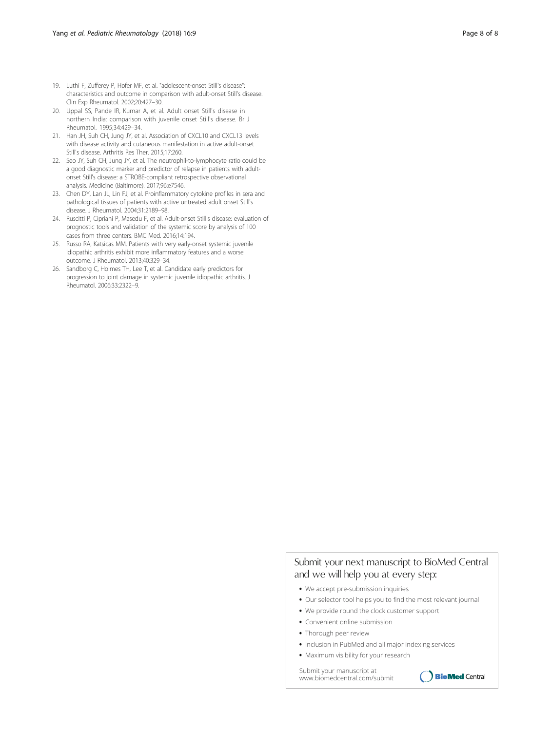19. Luthi F, Zufferey P, Hofer MF, et al. "adolescent-onset Still's disease": characteristics and outcome in comparison with adult-onset Still's disease. Clin Exp Rheumatol. 2002;20:427–30.
20. Uppal SS, Pande IR, Kumar A, et al. Adult onset Still's disease in northern India: comparison with juvenile onset Still's disease. Br J Rheumatol. 1995;34:429–34.
21. Han JH, Suh CH, Jung JY, et al. Association of CXCL10 and CXCL13 levels with disease activity and cutaneous manifestation in active adult-onset Still's disease. Arthritis Res Ther. 2015;17:260.
22. Seo JY, Suh CH, Jung JY, et al. The neutrophil-to-lymphocyte ratio could be a good diagnostic marker and predictor of relapse in patients with adult-onset Still's disease: a STROBE-compliant retrospective observational analysis. Medicine (Baltimore). 2017;96:e7546.
23. Chen DY, Lan JL, Lin FJ, et al. Proinflammatory cytokine profiles in sera and pathological tissues of patients with active untreated adult onset Still's disease. J Rheumatol. 2004;31:2189–98.
24. Ruscitti P, Cipriani P, Masedu F, et al. Adult-onset Still's disease: evaluation of prognostic tools and validation of the systemic score by analysis of 100 cases from three centers. BMC Med. 2016;14:194.
25. Russo RA, Katsicas MM. Patients with very early-onset systemic juvenile idiopathic arthritis exhibit more inflammatory features and a worse outcome. J Rheumatol. 2013;40:329–34.
26. Sandborg C, Holmes TH, Lee T, et al. Candidate early predictors for progression to joint damage in systemic juvenile idiopathic arthritis. J Rheumatol. 2006;33:2322–9.

Submit your next manuscript to BioMed Central and we will help you at every step:

- We accept pre-submission inquiries
- Our selector tool helps you to find the most relevant journal
- We provide round the clock customer support
- Convenient online submission
- Thorough peer review
- Inclusion in PubMed and all major indexing services
- Maximum visibility for your research

Submit your manuscript at www.biomedcentral.com/submit

BioMed Central